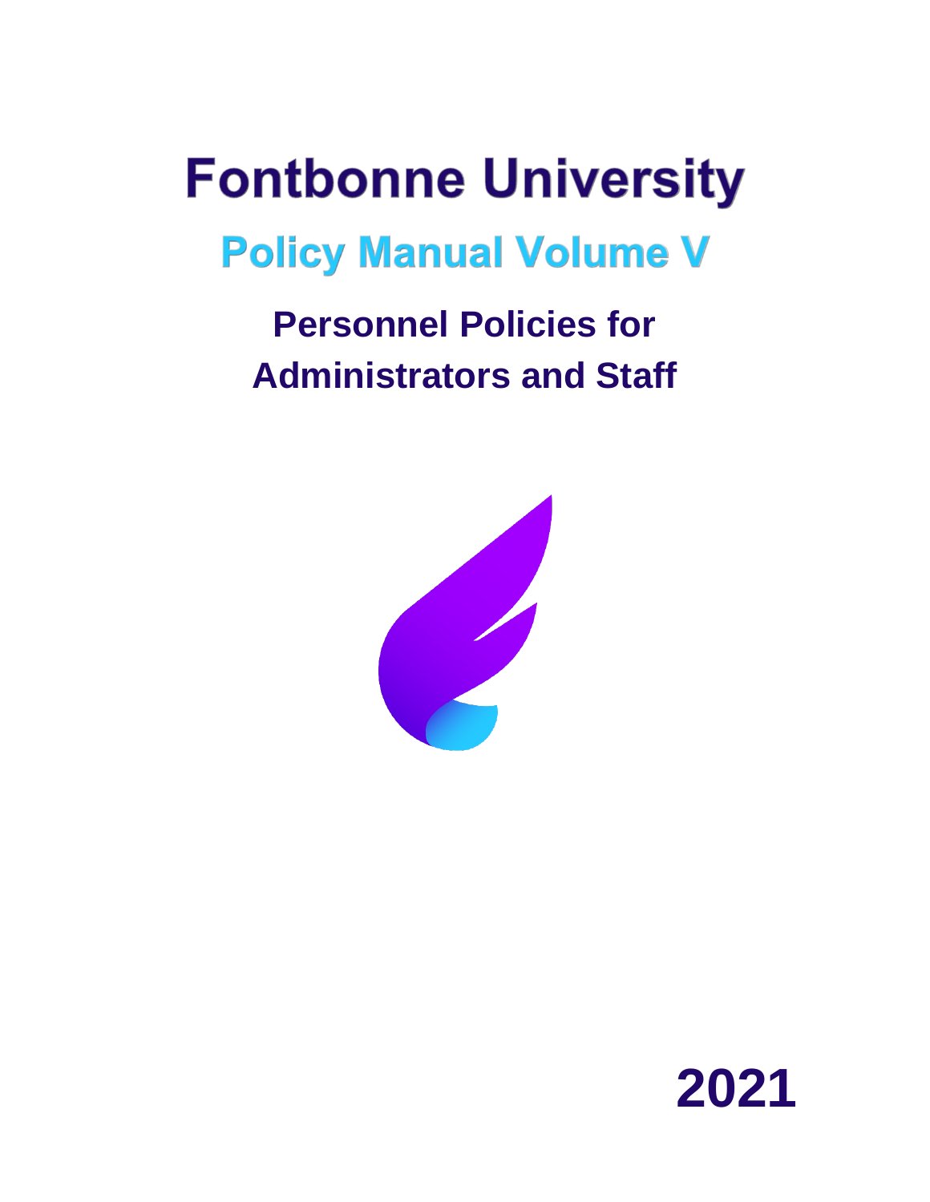# Fontbonne University

## Policy Manual Volume V

### Personnel Policies for Administrators and Staff

2021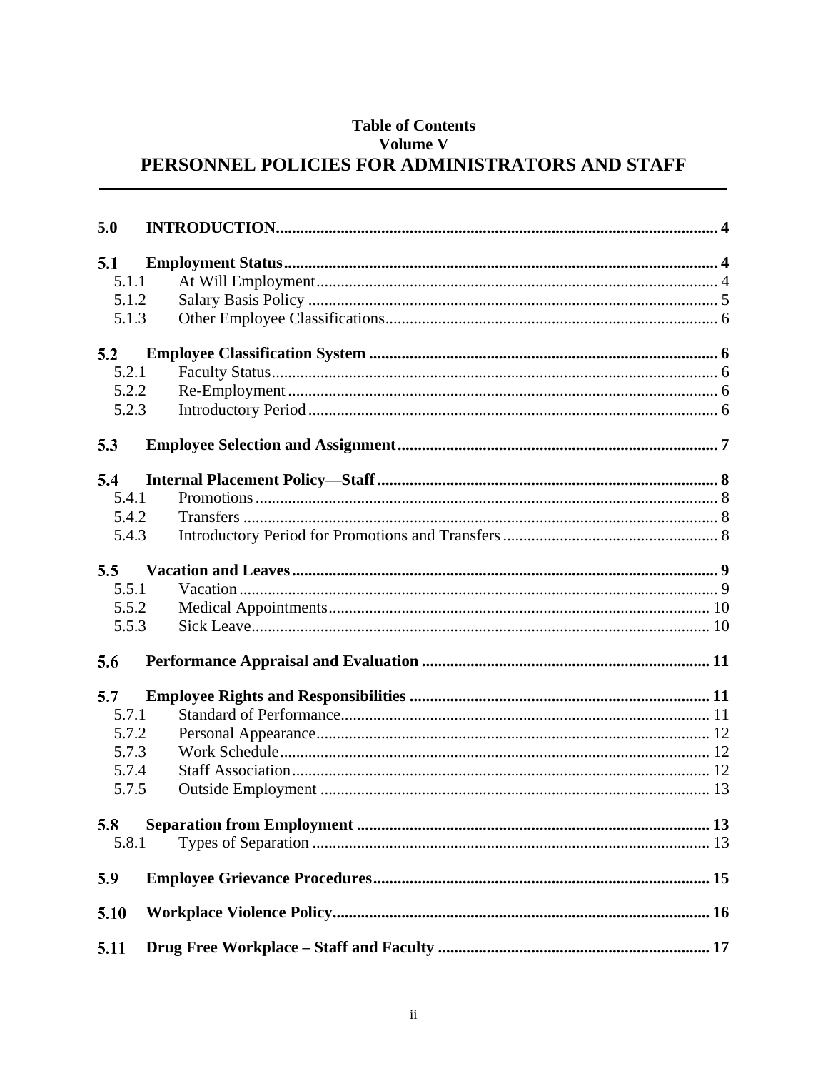**Table of Contents**
**Volume V**

# PERSONNEL POLICIES FOR ADMINISTRATORS AND STAFF

| | | |
|---|---|---|
| **5.0** | **INTRODUCTION** | **4** |
| **5.1** | **Employment Status** | **4** |
| 5.1.1 | At Will Employment | 4 |
| 5.1.2 | Salary Basis Policy | 5 |
| 5.1.3 | Other Employee Classifications | 6 |
| **5.2** | **Employee Classification System** | **6** |
| 5.2.1 | Faculty Status | 6 |
| 5.2.2 | Re-Employment | 6 |
| 5.2.3 | Introductory Period | 6 |
| **5.3** | **Employee Selection and Assignment** | **7** |
| **5.4** | **Internal Placement Policy—Staff** | **8** |
| 5.4.1 | Promotions | 8 |
| 5.4.2 | Transfers | 8 |
| 5.4.3 | Introductory Period for Promotions and Transfers | 8 |
| **5.5** | **Vacation and Leaves** | **9** |
| 5.5.1 | Vacation | 9 |
| 5.5.2 | Medical Appointments | 10 |
| 5.5.3 | Sick Leave | 10 |
| **5.6** | **Performance Appraisal and Evaluation** | **11** |
| **5.7** | **Employee Rights and Responsibilities** | **11** |
| 5.7.1 | Standard of Performance | 11 |
| 5.7.2 | Personal Appearance | 12 |
| 5.7.3 | Work Schedule | 12 |
| 5.7.4 | Staff Association | 12 |
| 5.7.5 | Outside Employment | 13 |
| **5.8** | **Separation from Employment** | **13** |
| 5.8.1 | Types of Separation | 13 |
| **5.9** | **Employee Grievance Procedures** | **15** |
| **5.10** | **Workplace Violence Policy** | **16** |
| **5.11** | **Drug Free Workplace – Staff and Faculty** | **17** |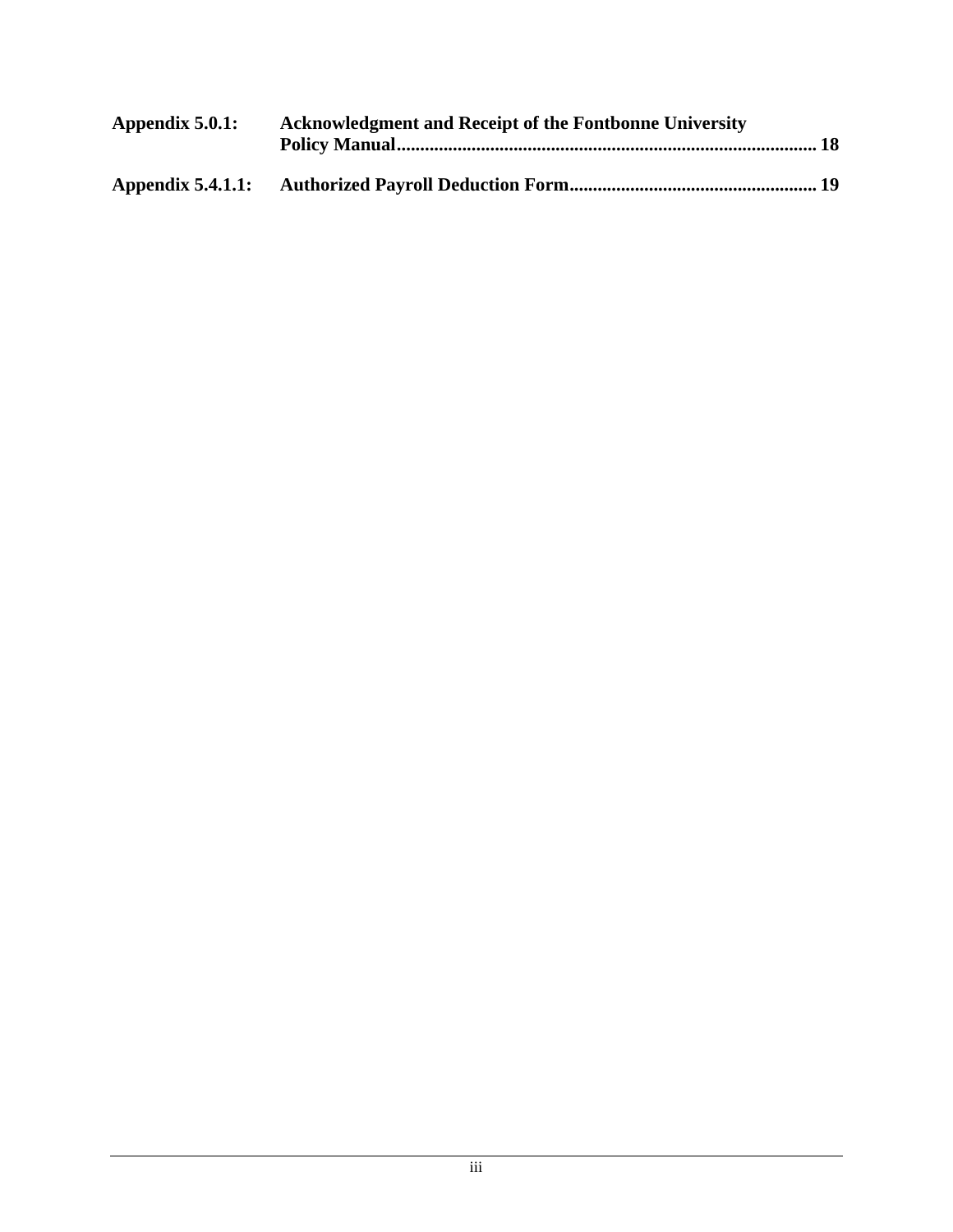**Appendix 5.0.1:** **Acknowledgment and Receipt of the Fontbonne University Policy Manual** ........................................................................................ **18**

**Appendix 5.4.1.1:** **Authorized Payroll Deduction Form** .................................................... **19**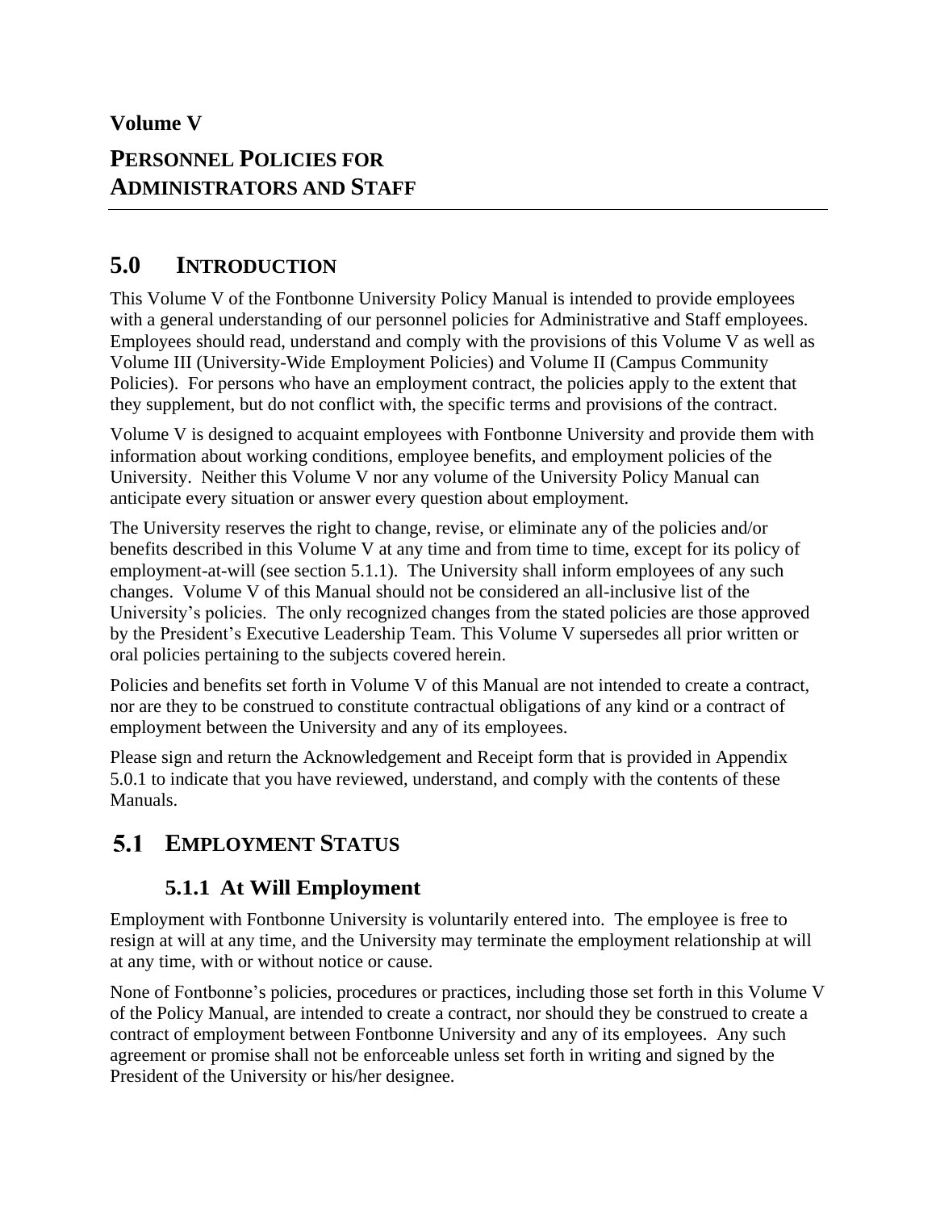# Volume V

# Personnel Policies for Administrators and Staff

---

## 5.0 Introduction

This Volume V of the Fontbonne University Policy Manual is intended to provide employees with a general understanding of our personnel policies for Administrative and Staff employees. Employees should read, understand and comply with the provisions of this Volume V as well as Volume III (University-Wide Employment Policies) and Volume II (Campus Community Policies). For persons who have an employment contract, the policies apply to the extent that they supplement, but do not conflict with, the specific terms and provisions of the contract.

Volume V is designed to acquaint employees with Fontbonne University and provide them with information about working conditions, employee benefits, and employment policies of the University. Neither this Volume V nor any volume of the University Policy Manual can anticipate every situation or answer every question about employment.

The University reserves the right to change, revise, or eliminate any of the policies and/or benefits described in this Volume V at any time and from time to time, except for its policy of employment-at-will (see section 5.1.1). The University shall inform employees of any such changes. Volume V of this Manual should not be considered an all-inclusive list of the University's policies. The only recognized changes from the stated policies are those approved by the President's Executive Leadership Team. This Volume V supersedes all prior written or oral policies pertaining to the subjects covered herein.

Policies and benefits set forth in Volume V of this Manual are not intended to create a contract, nor are they to be construed to constitute contractual obligations of any kind or a contract of employment between the University and any of its employees.

Please sign and return the Acknowledgement and Receipt form that is provided in Appendix 5.0.1 to indicate that you have reviewed, understand, and comply with the contents of these Manuals.

## 5.1 Employment Status

### 5.1.1 At Will Employment

Employment with Fontbonne University is voluntarily entered into. The employee is free to resign at will at any time, and the University may terminate the employment relationship at will at any time, with or without notice or cause.

None of Fontbonne's policies, procedures or practices, including those set forth in this Volume V of the Policy Manual, are intended to create a contract, nor should they be construed to create a contract of employment between Fontbonne University and any of its employees. Any such agreement or promise shall not be enforceable unless set forth in writing and signed by the President of the University or his/her designee.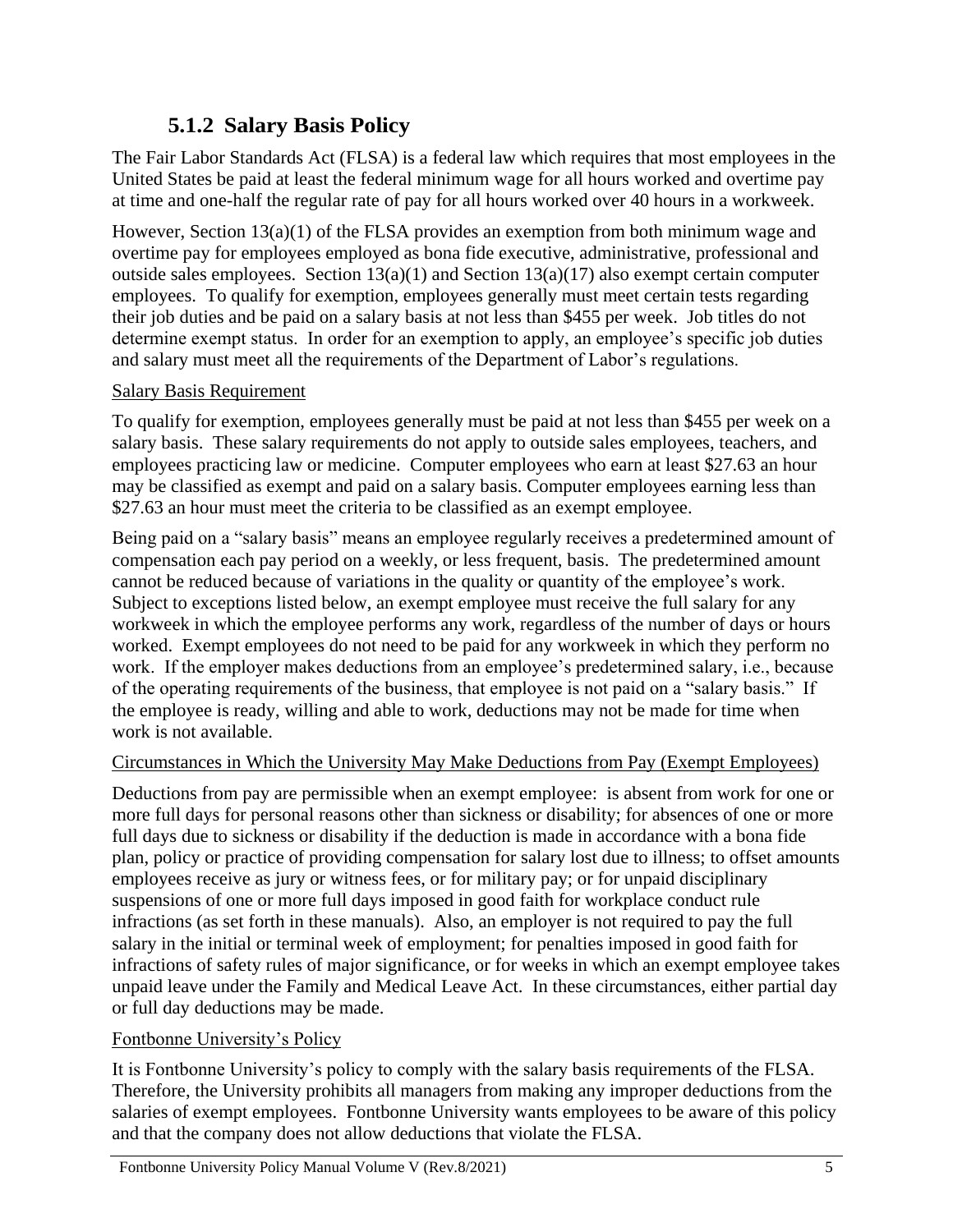### 5.1.2 Salary Basis Policy

The Fair Labor Standards Act (FLSA) is a federal law which requires that most employees in the United States be paid at least the federal minimum wage for all hours worked and overtime pay at time and one-half the regular rate of pay for all hours worked over 40 hours in a workweek.

However, Section 13(a)(1) of the FLSA provides an exemption from both minimum wage and overtime pay for employees employed as bona fide executive, administrative, professional and outside sales employees. Section 13(a)(1) and Section 13(a)(17) also exempt certain computer employees. To qualify for exemption, employees generally must meet certain tests regarding their job duties and be paid on a salary basis at not less than $455 per week. Job titles do not determine exempt status. In order for an exemption to apply, an employee's specific job duties and salary must meet all the requirements of the Department of Labor's regulations.

Salary Basis Requirement

To qualify for exemption, employees generally must be paid at not less than $455 per week on a salary basis. These salary requirements do not apply to outside sales employees, teachers, and employees practicing law or medicine. Computer employees who earn at least $27.63 an hour may be classified as exempt and paid on a salary basis. Computer employees earning less than $27.63 an hour must meet the criteria to be classified as an exempt employee.

Being paid on a "salary basis" means an employee regularly receives a predetermined amount of compensation each pay period on a weekly, or less frequent, basis. The predetermined amount cannot be reduced because of variations in the quality or quantity of the employee's work. Subject to exceptions listed below, an exempt employee must receive the full salary for any workweek in which the employee performs any work, regardless of the number of days or hours worked. Exempt employees do not need to be paid for any workweek in which they perform no work. If the employer makes deductions from an employee's predetermined salary, i.e., because of the operating requirements of the business, that employee is not paid on a "salary basis." If the employee is ready, willing and able to work, deductions may not be made for time when work is not available.

Circumstances in Which the University May Make Deductions from Pay (Exempt Employees)

Deductions from pay are permissible when an exempt employee: is absent from work for one or more full days for personal reasons other than sickness or disability; for absences of one or more full days due to sickness or disability if the deduction is made in accordance with a bona fide plan, policy or practice of providing compensation for salary lost due to illness; to offset amounts employees receive as jury or witness fees, or for military pay; or for unpaid disciplinary suspensions of one or more full days imposed in good faith for workplace conduct rule infractions (as set forth in these manuals). Also, an employer is not required to pay the full salary in the initial or terminal week of employment; for penalties imposed in good faith for infractions of safety rules of major significance, or for weeks in which an exempt employee takes unpaid leave under the Family and Medical Leave Act. In these circumstances, either partial day or full day deductions may be made.

Fontbonne University's Policy

It is Fontbonne University's policy to comply with the salary basis requirements of the FLSA. Therefore, the University prohibits all managers from making any improper deductions from the salaries of exempt employees. Fontbonne University wants employees to be aware of this policy and that the company does not allow deductions that violate the FLSA.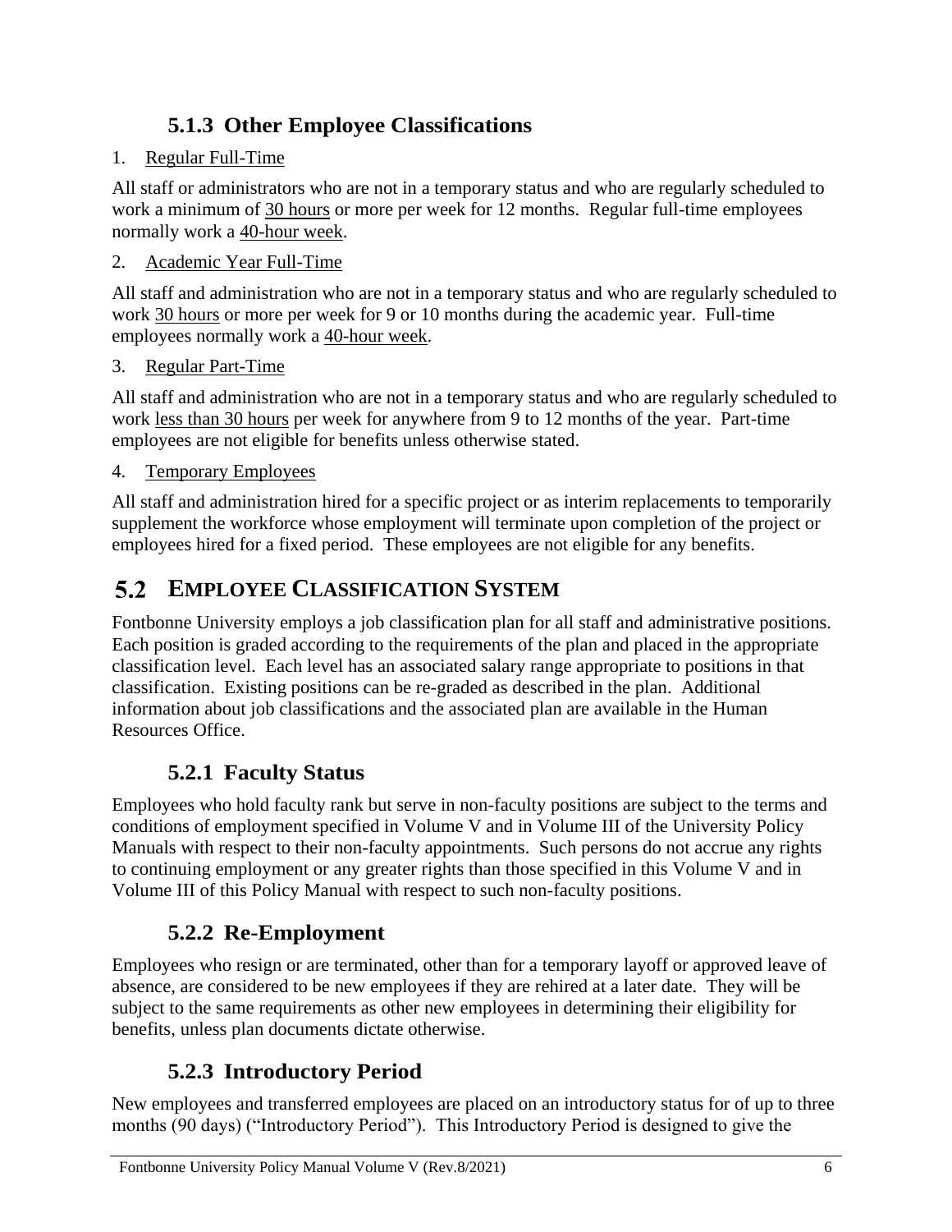### 5.1.3 Other Employee Classifications

1. Regular Full-Time

All staff or administrators who are not in a temporary status and who are regularly scheduled to work a minimum of 30 hours or more per week for 12 months. Regular full-time employees normally work a 40-hour week.

2. Academic Year Full-Time

All staff and administration who are not in a temporary status and who are regularly scheduled to work 30 hours or more per week for 9 or 10 months during the academic year. Full-time employees normally work a 40-hour week.

3. Regular Part-Time

All staff and administration who are not in a temporary status and who are regularly scheduled to work less than 30 hours per week for anywhere from 9 to 12 months of the year. Part-time employees are not eligible for benefits unless otherwise stated.

4. Temporary Employees

All staff and administration hired for a specific project or as interim replacements to temporarily supplement the workforce whose employment will terminate upon completion of the project or employees hired for a fixed period. These employees are not eligible for any benefits.

## 5.2 EMPLOYEE CLASSIFICATION SYSTEM

Fontbonne University employs a job classification plan for all staff and administrative positions. Each position is graded according to the requirements of the plan and placed in the appropriate classification level. Each level has an associated salary range appropriate to positions in that classification. Existing positions can be re-graded as described in the plan. Additional information about job classifications and the associated plan are available in the Human Resources Office.

### 5.2.1 Faculty Status

Employees who hold faculty rank but serve in non-faculty positions are subject to the terms and conditions of employment specified in Volume V and in Volume III of the University Policy Manuals with respect to their non-faculty appointments. Such persons do not accrue any rights to continuing employment or any greater rights than those specified in this Volume V and in Volume III of this Policy Manual with respect to such non-faculty positions.

### 5.2.2 Re-Employment

Employees who resign or are terminated, other than for a temporary layoff or approved leave of absence, are considered to be new employees if they are rehired at a later date. They will be subject to the same requirements as other new employees in determining their eligibility for benefits, unless plan documents dictate otherwise.

### 5.2.3 Introductory Period

New employees and transferred employees are placed on an introductory status for of up to three months (90 days) ("Introductory Period"). This Introductory Period is designed to give the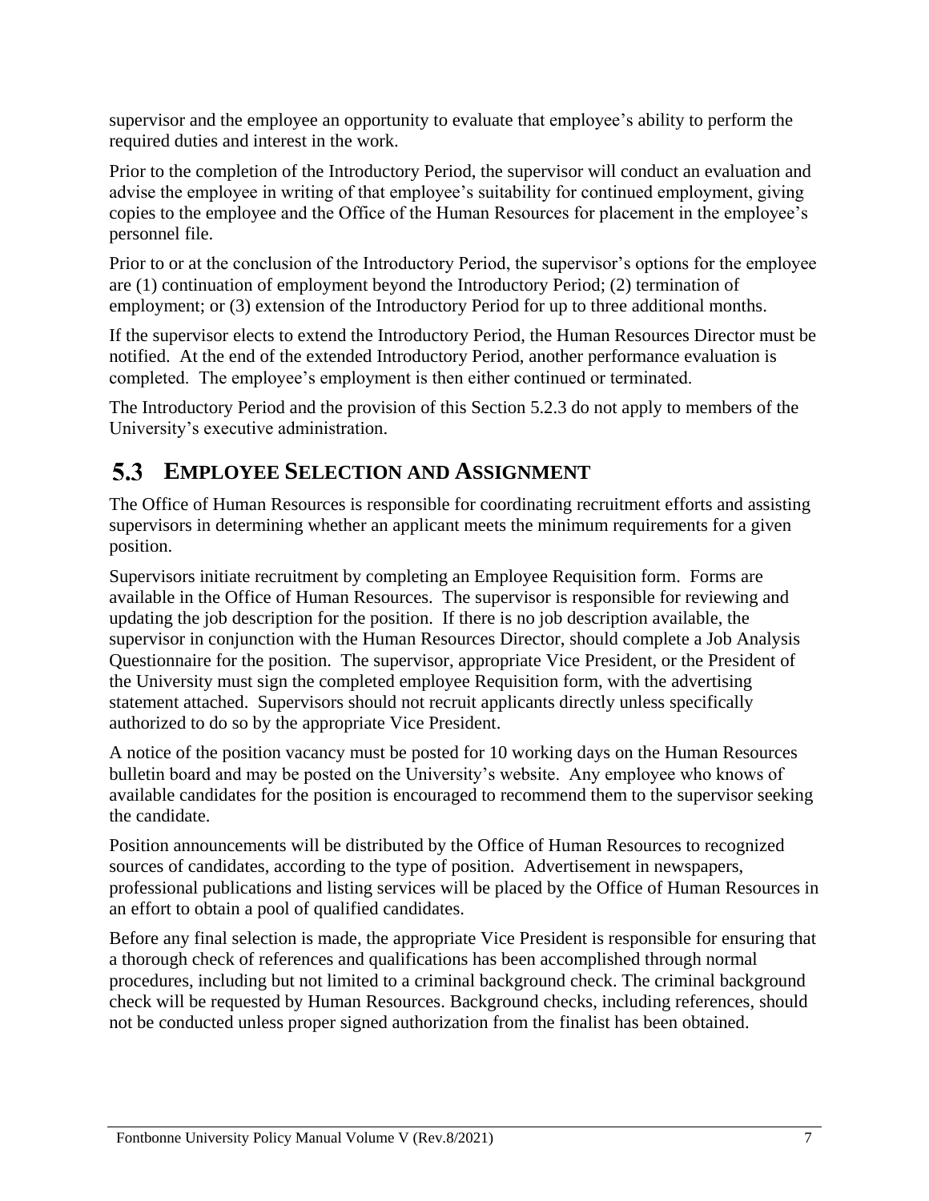supervisor and the employee an opportunity to evaluate that employee's ability to perform the required duties and interest in the work.

Prior to the completion of the Introductory Period, the supervisor will conduct an evaluation and advise the employee in writing of that employee's suitability for continued employment, giving copies to the employee and the Office of the Human Resources for placement in the employee's personnel file.

Prior to or at the conclusion of the Introductory Period, the supervisor's options for the employee are (1) continuation of employment beyond the Introductory Period; (2) termination of employment; or (3) extension of the Introductory Period for up to three additional months.

If the supervisor elects to extend the Introductory Period, the Human Resources Director must be notified. At the end of the extended Introductory Period, another performance evaluation is completed. The employee's employment is then either continued or terminated.

The Introductory Period and the provision of this Section 5.2.3 do not apply to members of the University's executive administration.

## 5.3 EMPLOYEE SELECTION AND ASSIGNMENT

The Office of Human Resources is responsible for coordinating recruitment efforts and assisting supervisors in determining whether an applicant meets the minimum requirements for a given position.

Supervisors initiate recruitment by completing an Employee Requisition form. Forms are available in the Office of Human Resources. The supervisor is responsible for reviewing and updating the job description for the position. If there is no job description available, the supervisor in conjunction with the Human Resources Director, should complete a Job Analysis Questionnaire for the position. The supervisor, appropriate Vice President, or the President of the University must sign the completed employee Requisition form, with the advertising statement attached. Supervisors should not recruit applicants directly unless specifically authorized to do so by the appropriate Vice President.

A notice of the position vacancy must be posted for 10 working days on the Human Resources bulletin board and may be posted on the University's website. Any employee who knows of available candidates for the position is encouraged to recommend them to the supervisor seeking the candidate.

Position announcements will be distributed by the Office of Human Resources to recognized sources of candidates, according to the type of position. Advertisement in newspapers, professional publications and listing services will be placed by the Office of Human Resources in an effort to obtain a pool of qualified candidates.

Before any final selection is made, the appropriate Vice President is responsible for ensuring that a thorough check of references and qualifications has been accomplished through normal procedures, including but not limited to a criminal background check. The criminal background check will be requested by Human Resources. Background checks, including references, should not be conducted unless proper signed authorization from the finalist has been obtained.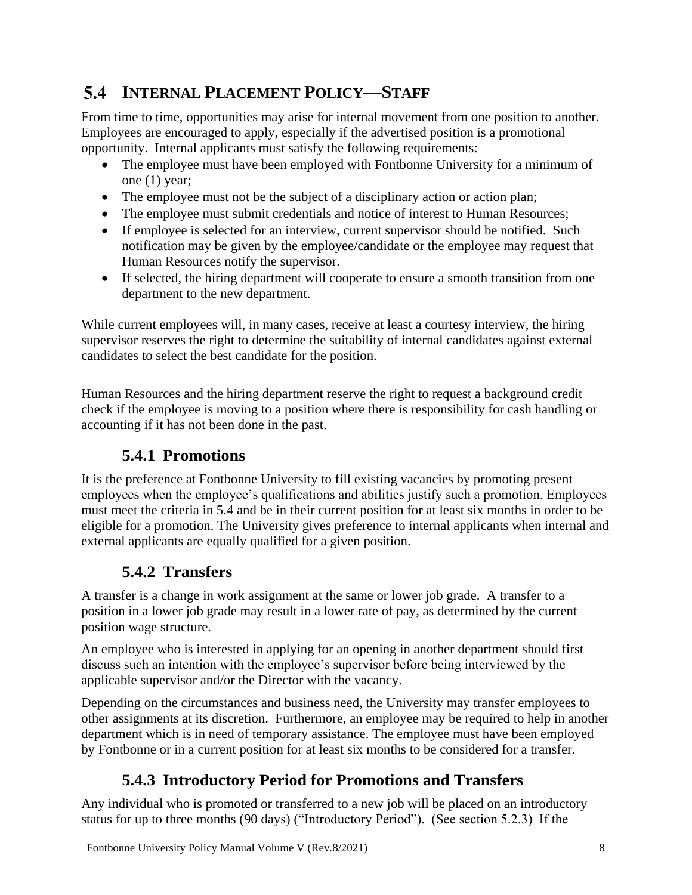## 5.4 INTERNAL PLACEMENT POLICY—STAFF

From time to time, opportunities may arise for internal movement from one position to another. Employees are encouraged to apply, especially if the advertised position is a promotional opportunity. Internal applicants must satisfy the following requirements:

- The employee must have been employed with Fontbonne University for a minimum of one (1) year;
- The employee must not be the subject of a disciplinary action or action plan;
- The employee must submit credentials and notice of interest to Human Resources;
- If employee is selected for an interview, current supervisor should be notified. Such notification may be given by the employee/candidate or the employee may request that Human Resources notify the supervisor.
- If selected, the hiring department will cooperate to ensure a smooth transition from one department to the new department.

While current employees will, in many cases, receive at least a courtesy interview, the hiring supervisor reserves the right to determine the suitability of internal candidates against external candidates to select the best candidate for the position.

Human Resources and the hiring department reserve the right to request a background credit check if the employee is moving to a position where there is responsibility for cash handling or accounting if it has not been done in the past.

### 5.4.1 Promotions

It is the preference at Fontbonne University to fill existing vacancies by promoting present employees when the employee's qualifications and abilities justify such a promotion. Employees must meet the criteria in 5.4 and be in their current position for at least six months in order to be eligible for a promotion. The University gives preference to internal applicants when internal and external applicants are equally qualified for a given position.

### 5.4.2 Transfers

A transfer is a change in work assignment at the same or lower job grade. A transfer to a position in a lower job grade may result in a lower rate of pay, as determined by the current position wage structure.

An employee who is interested in applying for an opening in another department should first discuss such an intention with the employee's supervisor before being interviewed by the applicable supervisor and/or the Director with the vacancy.

Depending on the circumstances and business need, the University may transfer employees to other assignments at its discretion. Furthermore, an employee may be required to help in another department which is in need of temporary assistance. The employee must have been employed by Fontbonne or in a current position for at least six months to be considered for a transfer.

### 5.4.3 Introductory Period for Promotions and Transfers

Any individual who is promoted or transferred to a new job will be placed on an introductory status for up to three months (90 days) ("Introductory Period"). (See section 5.2.3) If the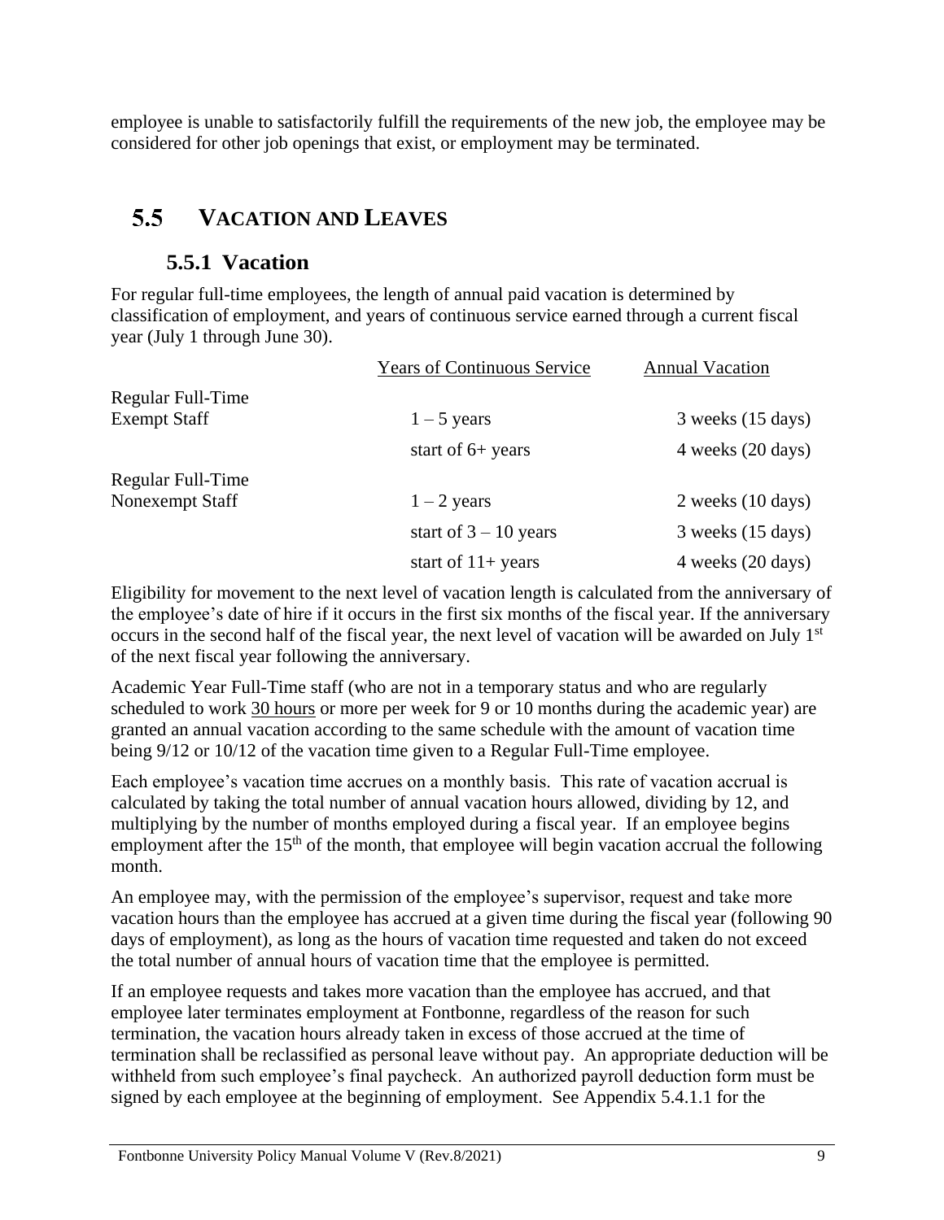employee is unable to satisfactorily fulfill the requirements of the new job, the employee may be considered for other job openings that exist, or employment may be terminated.

## 5.5 VACATION AND LEAVES

### 5.5.1 Vacation

For regular full-time employees, the length of annual paid vacation is determined by classification of employment, and years of continuous service earned through a current fiscal year (July 1 through June 30).

| | Years of Continuous Service | Annual Vacation |
|---|---|---|
| Regular Full-Time Exempt Staff | 1 – 5 years | 3 weeks (15 days) |
| | start of 6+ years | 4 weeks (20 days) |
| Regular Full-Time Nonexempt Staff | 1 – 2 years | 2 weeks (10 days) |
| | start of 3 – 10 years | 3 weeks (15 days) |
| | start of 11+ years | 4 weeks (20 days) |

Eligibility for movement to the next level of vacation length is calculated from the anniversary of the employee's date of hire if it occurs in the first six months of the fiscal year. If the anniversary occurs in the second half of the fiscal year, the next level of vacation will be awarded on July 1st of the next fiscal year following the anniversary.

Academic Year Full-Time staff (who are not in a temporary status and who are regularly scheduled to work 30 hours or more per week for 9 or 10 months during the academic year) are granted an annual vacation according to the same schedule with the amount of vacation time being 9/12 or 10/12 of the vacation time given to a Regular Full-Time employee.

Each employee's vacation time accrues on a monthly basis. This rate of vacation accrual is calculated by taking the total number of annual vacation hours allowed, dividing by 12, and multiplying by the number of months employed during a fiscal year. If an employee begins employment after the 15th of the month, that employee will begin vacation accrual the following month.

An employee may, with the permission of the employee's supervisor, request and take more vacation hours than the employee has accrued at a given time during the fiscal year (following 90 days of employment), as long as the hours of vacation time requested and taken do not exceed the total number of annual hours of vacation time that the employee is permitted.

If an employee requests and takes more vacation than the employee has accrued, and that employee later terminates employment at Fontbonne, regardless of the reason for such termination, the vacation hours already taken in excess of those accrued at the time of termination shall be reclassified as personal leave without pay. An appropriate deduction will be withheld from such employee's final paycheck. An authorized payroll deduction form must be signed by each employee at the beginning of employment. See Appendix 5.4.1.1 for the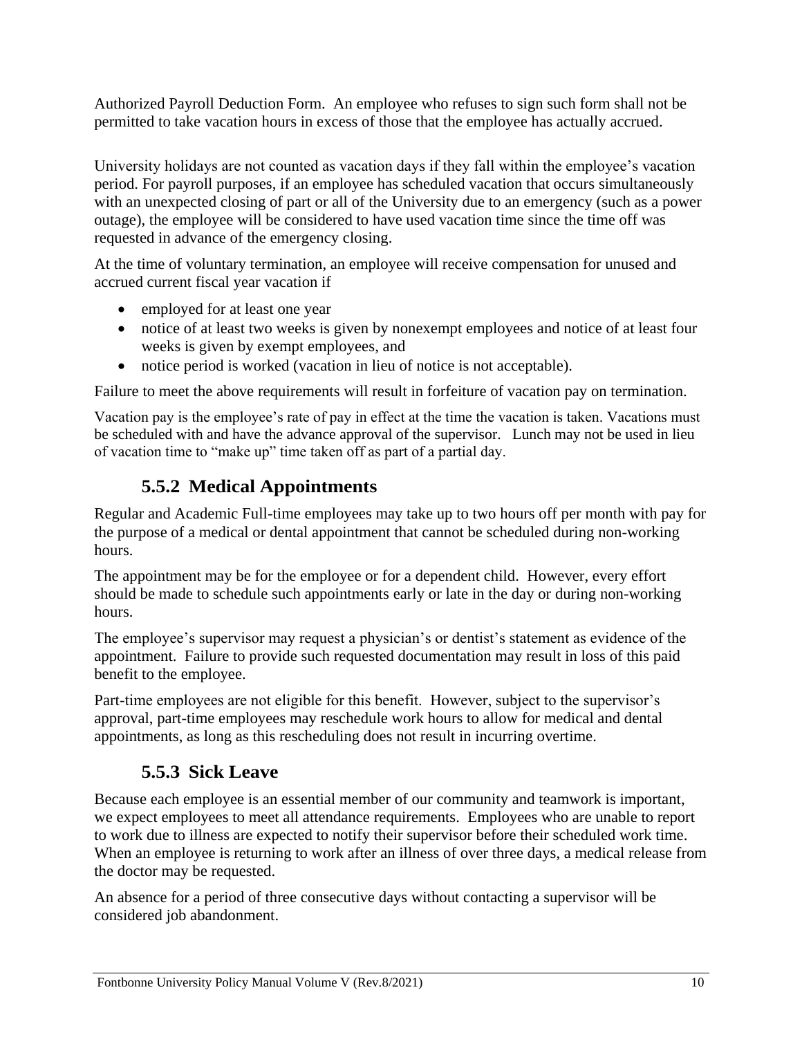Authorized Payroll Deduction Form. An employee who refuses to sign such form shall not be permitted to take vacation hours in excess of those that the employee has actually accrued.

University holidays are not counted as vacation days if they fall within the employee's vacation period. For payroll purposes, if an employee has scheduled vacation that occurs simultaneously with an unexpected closing of part or all of the University due to an emergency (such as a power outage), the employee will be considered to have used vacation time since the time off was requested in advance of the emergency closing.

At the time of voluntary termination, an employee will receive compensation for unused and accrued current fiscal year vacation if

- employed for at least one year
- notice of at least two weeks is given by nonexempt employees and notice of at least four weeks is given by exempt employees, and
- notice period is worked (vacation in lieu of notice is not acceptable).

Failure to meet the above requirements will result in forfeiture of vacation pay on termination.

Vacation pay is the employee's rate of pay in effect at the time the vacation is taken. Vacations must be scheduled with and have the advance approval of the supervisor. Lunch may not be used in lieu of vacation time to "make up" time taken off as part of a partial day.

### 5.5.2 Medical Appointments

Regular and Academic Full-time employees may take up to two hours off per month with pay for the purpose of a medical or dental appointment that cannot be scheduled during non-working hours.

The appointment may be for the employee or for a dependent child. However, every effort should be made to schedule such appointments early or late in the day or during non-working hours.

The employee's supervisor may request a physician's or dentist's statement as evidence of the appointment. Failure to provide such requested documentation may result in loss of this paid benefit to the employee.

Part-time employees are not eligible for this benefit. However, subject to the supervisor's approval, part-time employees may reschedule work hours to allow for medical and dental appointments, as long as this rescheduling does not result in incurring overtime.

### 5.5.3 Sick Leave

Because each employee is an essential member of our community and teamwork is important, we expect employees to meet all attendance requirements. Employees who are unable to report to work due to illness are expected to notify their supervisor before their scheduled work time. When an employee is returning to work after an illness of over three days, a medical release from the doctor may be requested.

An absence for a period of three consecutive days without contacting a supervisor will be considered job abandonment.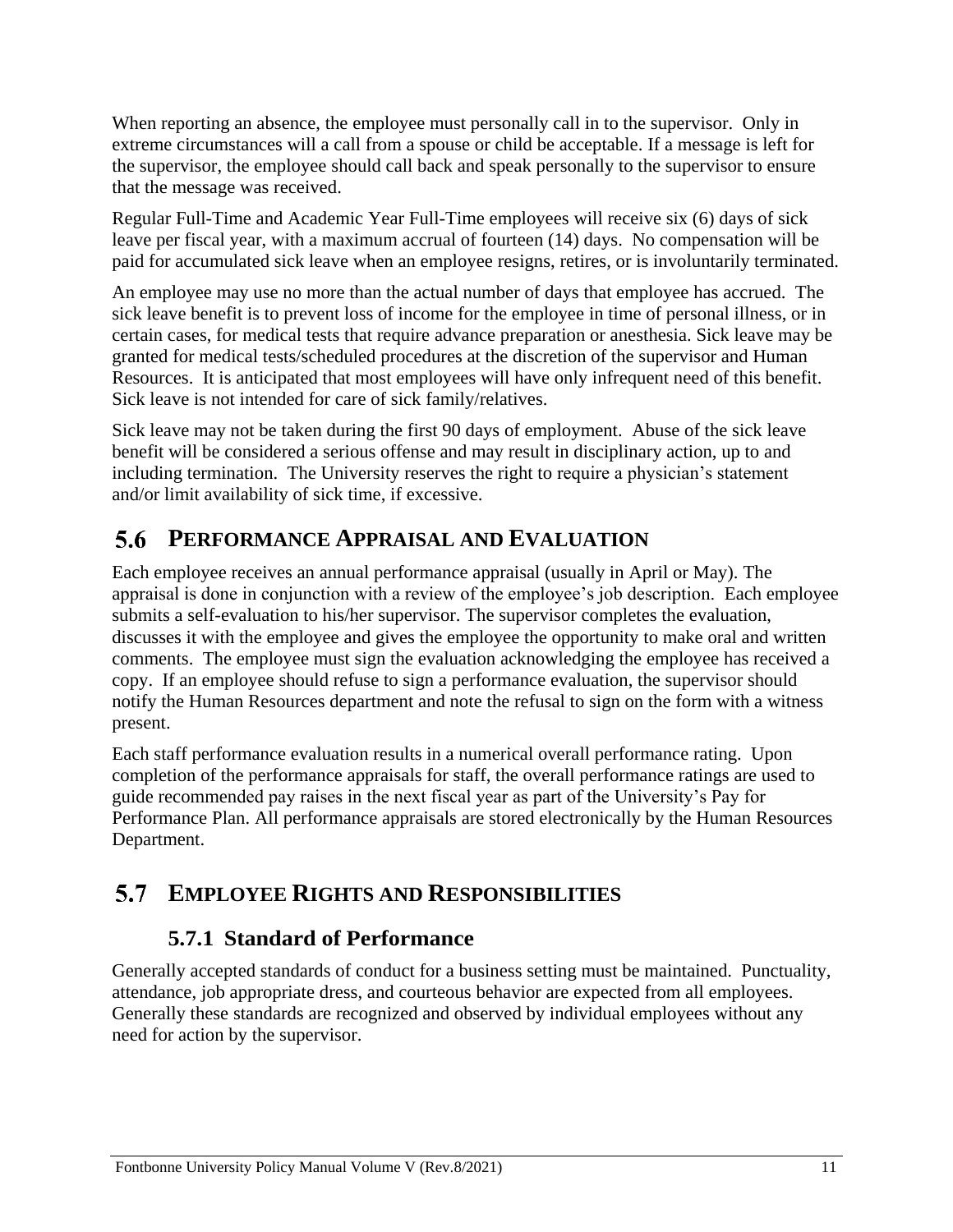When reporting an absence, the employee must personally call in to the supervisor. Only in extreme circumstances will a call from a spouse or child be acceptable. If a message is left for the supervisor, the employee should call back and speak personally to the supervisor to ensure that the message was received.

Regular Full-Time and Academic Year Full-Time employees will receive six (6) days of sick leave per fiscal year, with a maximum accrual of fourteen (14) days. No compensation will be paid for accumulated sick leave when an employee resigns, retires, or is involuntarily terminated.

An employee may use no more than the actual number of days that employee has accrued. The sick leave benefit is to prevent loss of income for the employee in time of personal illness, or in certain cases, for medical tests that require advance preparation or anesthesia. Sick leave may be granted for medical tests/scheduled procedures at the discretion of the supervisor and Human Resources. It is anticipated that most employees will have only infrequent need of this benefit. Sick leave is not intended for care of sick family/relatives.

Sick leave may not be taken during the first 90 days of employment. Abuse of the sick leave benefit will be considered a serious offense and may result in disciplinary action, up to and including termination. The University reserves the right to require a physician's statement and/or limit availability of sick time, if excessive.

## 5.6 Performance Appraisal and Evaluation

Each employee receives an annual performance appraisal (usually in April or May). The appraisal is done in conjunction with a review of the employee's job description. Each employee submits a self-evaluation to his/her supervisor. The supervisor completes the evaluation, discusses it with the employee and gives the employee the opportunity to make oral and written comments. The employee must sign the evaluation acknowledging the employee has received a copy. If an employee should refuse to sign a performance evaluation, the supervisor should notify the Human Resources department and note the refusal to sign on the form with a witness present.

Each staff performance evaluation results in a numerical overall performance rating. Upon completion of the performance appraisals for staff, the overall performance ratings are used to guide recommended pay raises in the next fiscal year as part of the University's Pay for Performance Plan. All performance appraisals are stored electronically by the Human Resources Department.

## 5.7 Employee Rights and Responsibilities

### 5.7.1 Standard of Performance

Generally accepted standards of conduct for a business setting must be maintained. Punctuality, attendance, job appropriate dress, and courteous behavior are expected from all employees. Generally these standards are recognized and observed by individual employees without any need for action by the supervisor.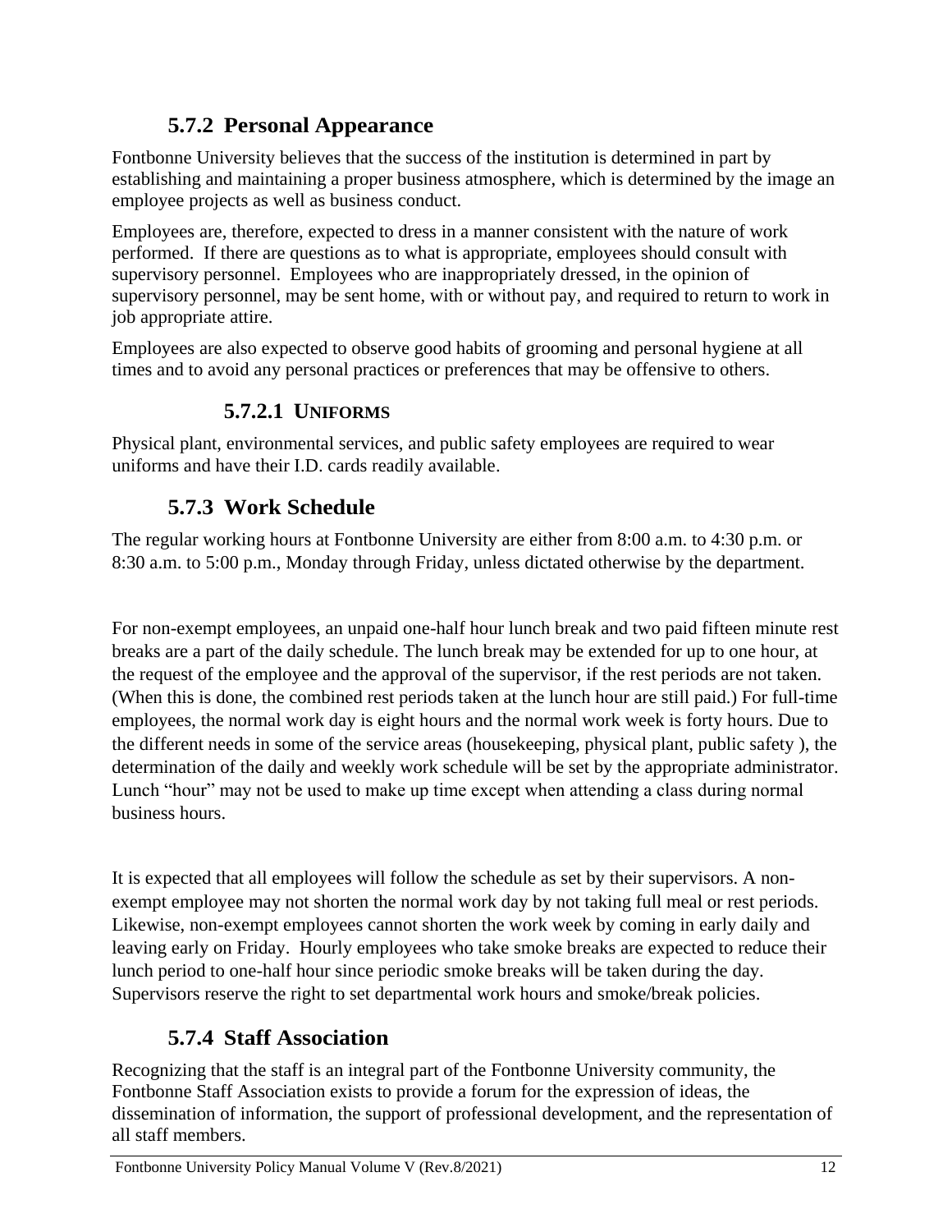### 5.7.2 Personal Appearance

Fontbonne University believes that the success of the institution is determined in part by establishing and maintaining a proper business atmosphere, which is determined by the image an employee projects as well as business conduct.

Employees are, therefore, expected to dress in a manner consistent with the nature of work performed. If there are questions as to what is appropriate, employees should consult with supervisory personnel. Employees who are inappropriately dressed, in the opinion of supervisory personnel, may be sent home, with or without pay, and required to return to work in job appropriate attire.

Employees are also expected to observe good habits of grooming and personal hygiene at all times and to avoid any personal practices or preferences that may be offensive to others.

#### 5.7.2.1 UNIFORMS

Physical plant, environmental services, and public safety employees are required to wear uniforms and have their I.D. cards readily available.

### 5.7.3 Work Schedule

The regular working hours at Fontbonne University are either from 8:00 a.m. to 4:30 p.m. or 8:30 a.m. to 5:00 p.m., Monday through Friday, unless dictated otherwise by the department.

For non-exempt employees, an unpaid one-half hour lunch break and two paid fifteen minute rest breaks are a part of the daily schedule. The lunch break may be extended for up to one hour, at the request of the employee and the approval of the supervisor, if the rest periods are not taken. (When this is done, the combined rest periods taken at the lunch hour are still paid.) For full-time employees, the normal work day is eight hours and the normal work week is forty hours. Due to the different needs in some of the service areas (housekeeping, physical plant, public safety ), the determination of the daily and weekly work schedule will be set by the appropriate administrator. Lunch "hour" may not be used to make up time except when attending a class during normal business hours.

It is expected that all employees will follow the schedule as set by their supervisors. A non-exempt employee may not shorten the normal work day by not taking full meal or rest periods. Likewise, non-exempt employees cannot shorten the work week by coming in early daily and leaving early on Friday. Hourly employees who take smoke breaks are expected to reduce their lunch period to one-half hour since periodic smoke breaks will be taken during the day. Supervisors reserve the right to set departmental work hours and smoke/break policies.

### 5.7.4 Staff Association

Recognizing that the staff is an integral part of the Fontbonne University community, the Fontbonne Staff Association exists to provide a forum for the expression of ideas, the dissemination of information, the support of professional development, and the representation of all staff members.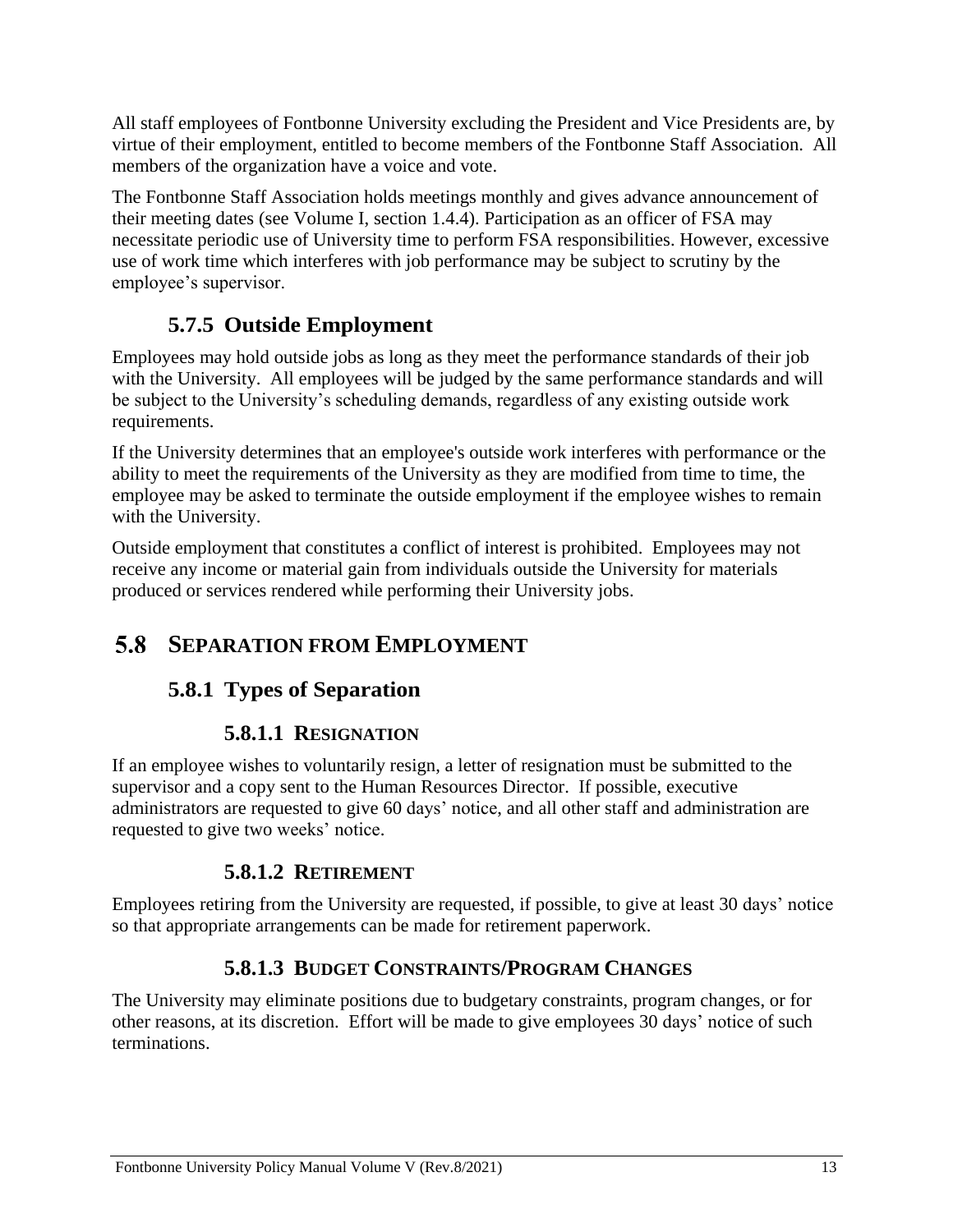All staff employees of Fontbonne University excluding the President and Vice Presidents are, by virtue of their employment, entitled to become members of the Fontbonne Staff Association. All members of the organization have a voice and vote.

The Fontbonne Staff Association holds meetings monthly and gives advance announcement of their meeting dates (see Volume I, section 1.4.4). Participation as an officer of FSA may necessitate periodic use of University time to perform FSA responsibilities. However, excessive use of work time which interferes with job performance may be subject to scrutiny by the employee's supervisor.

### 5.7.5 Outside Employment

Employees may hold outside jobs as long as they meet the performance standards of their job with the University. All employees will be judged by the same performance standards and will be subject to the University's scheduling demands, regardless of any existing outside work requirements.

If the University determines that an employee's outside work interferes with performance or the ability to meet the requirements of the University as they are modified from time to time, the employee may be asked to terminate the outside employment if the employee wishes to remain with the University.

Outside employment that constitutes a conflict of interest is prohibited. Employees may not receive any income or material gain from individuals outside the University for materials produced or services rendered while performing their University jobs.

## 5.8 SEPARATION FROM EMPLOYMENT

### 5.8.1 Types of Separation

#### 5.8.1.1 RESIGNATION

If an employee wishes to voluntarily resign, a letter of resignation must be submitted to the supervisor and a copy sent to the Human Resources Director. If possible, executive administrators are requested to give 60 days' notice, and all other staff and administration are requested to give two weeks' notice.

#### 5.8.1.2 RETIREMENT

Employees retiring from the University are requested, if possible, to give at least 30 days' notice so that appropriate arrangements can be made for retirement paperwork.

#### 5.8.1.3 BUDGET CONSTRAINTS/PROGRAM CHANGES

The University may eliminate positions due to budgetary constraints, program changes, or for other reasons, at its discretion. Effort will be made to give employees 30 days' notice of such terminations.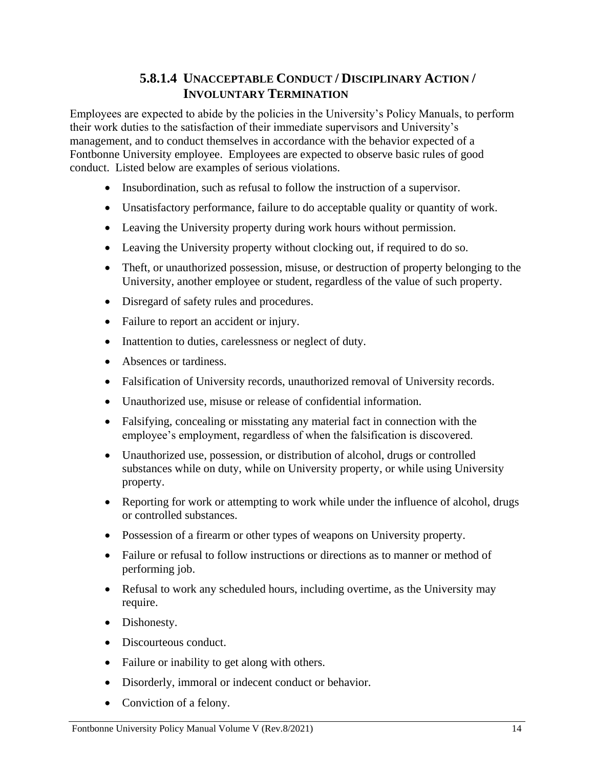#### 5.8.1.4 UNACCEPTABLE CONDUCT / DISCIPLINARY ACTION / INVOLUNTARY TERMINATION

Employees are expected to abide by the policies in the University's Policy Manuals, to perform their work duties to the satisfaction of their immediate supervisors and University's management, and to conduct themselves in accordance with the behavior expected of a Fontbonne University employee. Employees are expected to observe basic rules of good conduct. Listed below are examples of serious violations.

- Insubordination, such as refusal to follow the instruction of a supervisor.
- Unsatisfactory performance, failure to do acceptable quality or quantity of work.
- Leaving the University property during work hours without permission.
- Leaving the University property without clocking out, if required to do so.
- Theft, or unauthorized possession, misuse, or destruction of property belonging to the University, another employee or student, regardless of the value of such property.
- Disregard of safety rules and procedures.
- Failure to report an accident or injury.
- Inattention to duties, carelessness or neglect of duty.
- Absences or tardiness.
- Falsification of University records, unauthorized removal of University records.
- Unauthorized use, misuse or release of confidential information.
- Falsifying, concealing or misstating any material fact in connection with the employee's employment, regardless of when the falsification is discovered.
- Unauthorized use, possession, or distribution of alcohol, drugs or controlled substances while on duty, while on University property, or while using University property.
- Reporting for work or attempting to work while under the influence of alcohol, drugs or controlled substances.
- Possession of a firearm or other types of weapons on University property.
- Failure or refusal to follow instructions or directions as to manner or method of performing job.
- Refusal to work any scheduled hours, including overtime, as the University may require.
- Dishonesty.
- Discourteous conduct.
- Failure or inability to get along with others.
- Disorderly, immoral or indecent conduct or behavior.
- Conviction of a felony.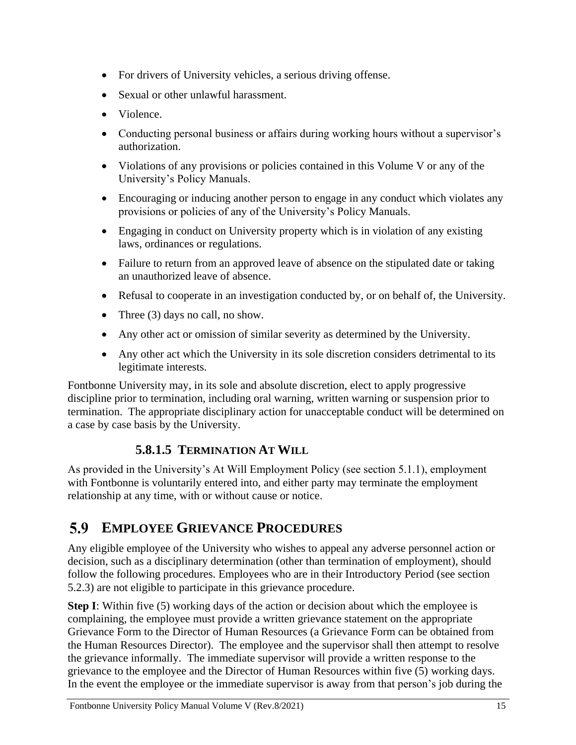- For drivers of University vehicles, a serious driving offense.
- Sexual or other unlawful harassment.
- Violence.
- Conducting personal business or affairs during working hours without a supervisor's authorization.
- Violations of any provisions or policies contained in this Volume V or any of the University's Policy Manuals.
- Encouraging or inducing another person to engage in any conduct which violates any provisions or policies of any of the University's Policy Manuals.
- Engaging in conduct on University property which is in violation of any existing laws, ordinances or regulations.
- Failure to return from an approved leave of absence on the stipulated date or taking an unauthorized leave of absence.
- Refusal to cooperate in an investigation conducted by, or on behalf of, the University.
- Three (3) days no call, no show.
- Any other act or omission of similar severity as determined by the University.
- Any other act which the University in its sole discretion considers detrimental to its legitimate interests.

Fontbonne University may, in its sole and absolute discretion, elect to apply progressive discipline prior to termination, including oral warning, written warning or suspension prior to termination. The appropriate disciplinary action for unacceptable conduct will be determined on a case by case basis by the University.

#### 5.8.1.5 Termination At Will

As provided in the University's At Will Employment Policy (see section 5.1.1), employment with Fontbonne is voluntarily entered into, and either party may terminate the employment relationship at any time, with or without cause or notice.

## 5.9 Employee Grievance Procedures

Any eligible employee of the University who wishes to appeal any adverse personnel action or decision, such as a disciplinary determination (other than termination of employment), should follow the following procedures. Employees who are in their Introductory Period (see section 5.2.3) are not eligible to participate in this grievance procedure.

**Step I**: Within five (5) working days of the action or decision about which the employee is complaining, the employee must provide a written grievance statement on the appropriate Grievance Form to the Director of Human Resources (a Grievance Form can be obtained from the Human Resources Director). The employee and the supervisor shall then attempt to resolve the grievance informally. The immediate supervisor will provide a written response to the grievance to the employee and the Director of Human Resources within five (5) working days. In the event the employee or the immediate supervisor is away from that person's job during the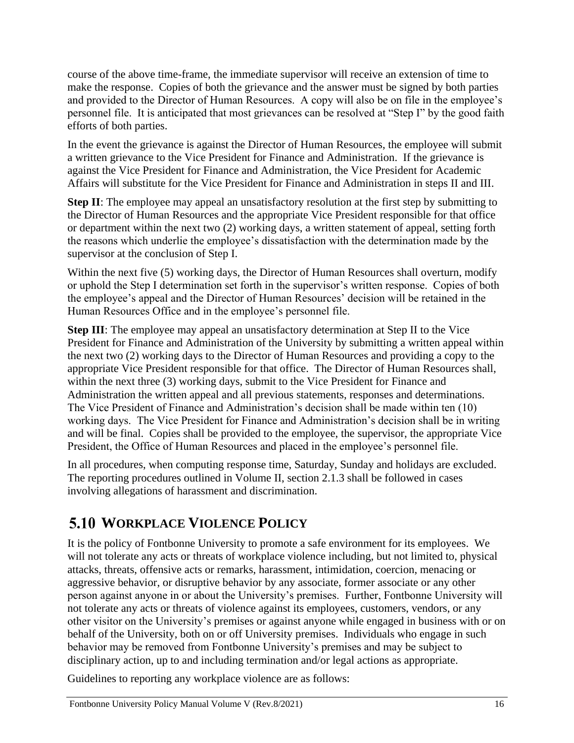course of the above time-frame, the immediate supervisor will receive an extension of time to make the response. Copies of both the grievance and the answer must be signed by both parties and provided to the Director of Human Resources. A copy will also be on file in the employee's personnel file. It is anticipated that most grievances can be resolved at "Step I" by the good faith efforts of both parties.

In the event the grievance is against the Director of Human Resources, the employee will submit a written grievance to the Vice President for Finance and Administration. If the grievance is against the Vice President for Finance and Administration, the Vice President for Academic Affairs will substitute for the Vice President for Finance and Administration in steps II and III.

**Step II**: The employee may appeal an unsatisfactory resolution at the first step by submitting to the Director of Human Resources and the appropriate Vice President responsible for that office or department within the next two (2) working days, a written statement of appeal, setting forth the reasons which underlie the employee's dissatisfaction with the determination made by the supervisor at the conclusion of Step I.

Within the next five (5) working days, the Director of Human Resources shall overturn, modify or uphold the Step I determination set forth in the supervisor's written response. Copies of both the employee's appeal and the Director of Human Resources' decision will be retained in the Human Resources Office and in the employee's personnel file.

**Step III**: The employee may appeal an unsatisfactory determination at Step II to the Vice President for Finance and Administration of the University by submitting a written appeal within the next two (2) working days to the Director of Human Resources and providing a copy to the appropriate Vice President responsible for that office. The Director of Human Resources shall, within the next three (3) working days, submit to the Vice President for Finance and Administration the written appeal and all previous statements, responses and determinations. The Vice President of Finance and Administration's decision shall be made within ten (10) working days. The Vice President for Finance and Administration's decision shall be in writing and will be final. Copies shall be provided to the employee, the supervisor, the appropriate Vice President, the Office of Human Resources and placed in the employee's personnel file.

In all procedures, when computing response time, Saturday, Sunday and holidays are excluded. The reporting procedures outlined in Volume II, section 2.1.3 shall be followed in cases involving allegations of harassment and discrimination.

## 5.10 WORKPLACE VIOLENCE POLICY

It is the policy of Fontbonne University to promote a safe environment for its employees. We will not tolerate any acts or threats of workplace violence including, but not limited to, physical attacks, threats, offensive acts or remarks, harassment, intimidation, coercion, menacing or aggressive behavior, or disruptive behavior by any associate, former associate or any other person against anyone in or about the University's premises. Further, Fontbonne University will not tolerate any acts or threats of violence against its employees, customers, vendors, or any other visitor on the University's premises or against anyone while engaged in business with or on behalf of the University, both on or off University premises. Individuals who engage in such behavior may be removed from Fontbonne University's premises and may be subject to disciplinary action, up to and including termination and/or legal actions as appropriate.

Guidelines to reporting any workplace violence are as follows: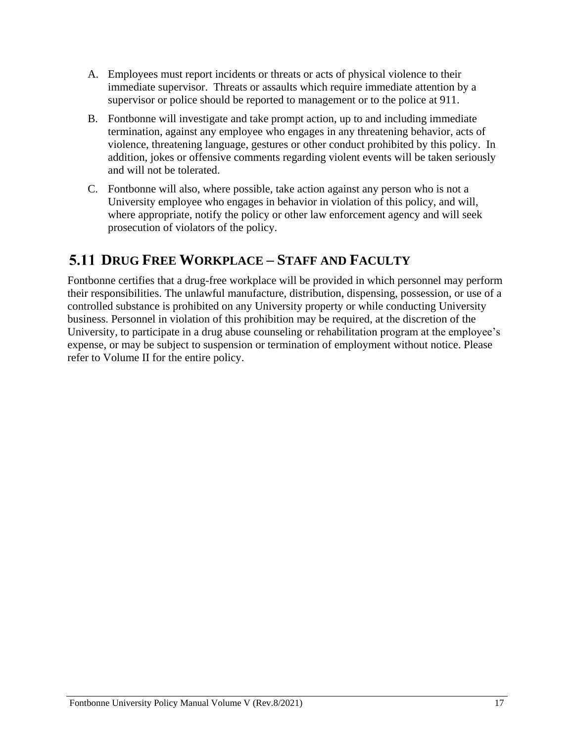A. Employees must report incidents or threats or acts of physical violence to their immediate supervisor. Threats or assaults which require immediate attention by a supervisor or police should be reported to management or to the police at 911.

B. Fontbonne will investigate and take prompt action, up to and including immediate termination, against any employee who engages in any threatening behavior, acts of violence, threatening language, gestures or other conduct prohibited by this policy. In addition, jokes or offensive comments regarding violent events will be taken seriously and will not be tolerated.

C. Fontbonne will also, where possible, take action against any person who is not a University employee who engages in behavior in violation of this policy, and will, where appropriate, notify the policy or other law enforcement agency and will seek prosecution of violators of the policy.

## 5.11 DRUG FREE WORKPLACE – STAFF AND FACULTY

Fontbonne certifies that a drug-free workplace will be provided in which personnel may perform their responsibilities. The unlawful manufacture, distribution, dispensing, possession, or use of a controlled substance is prohibited on any University property or while conducting University business. Personnel in violation of this prohibition may be required, at the discretion of the University, to participate in a drug abuse counseling or rehabilitation program at the employee's expense, or may be subject to suspension or termination of employment without notice. Please refer to Volume II for the entire policy.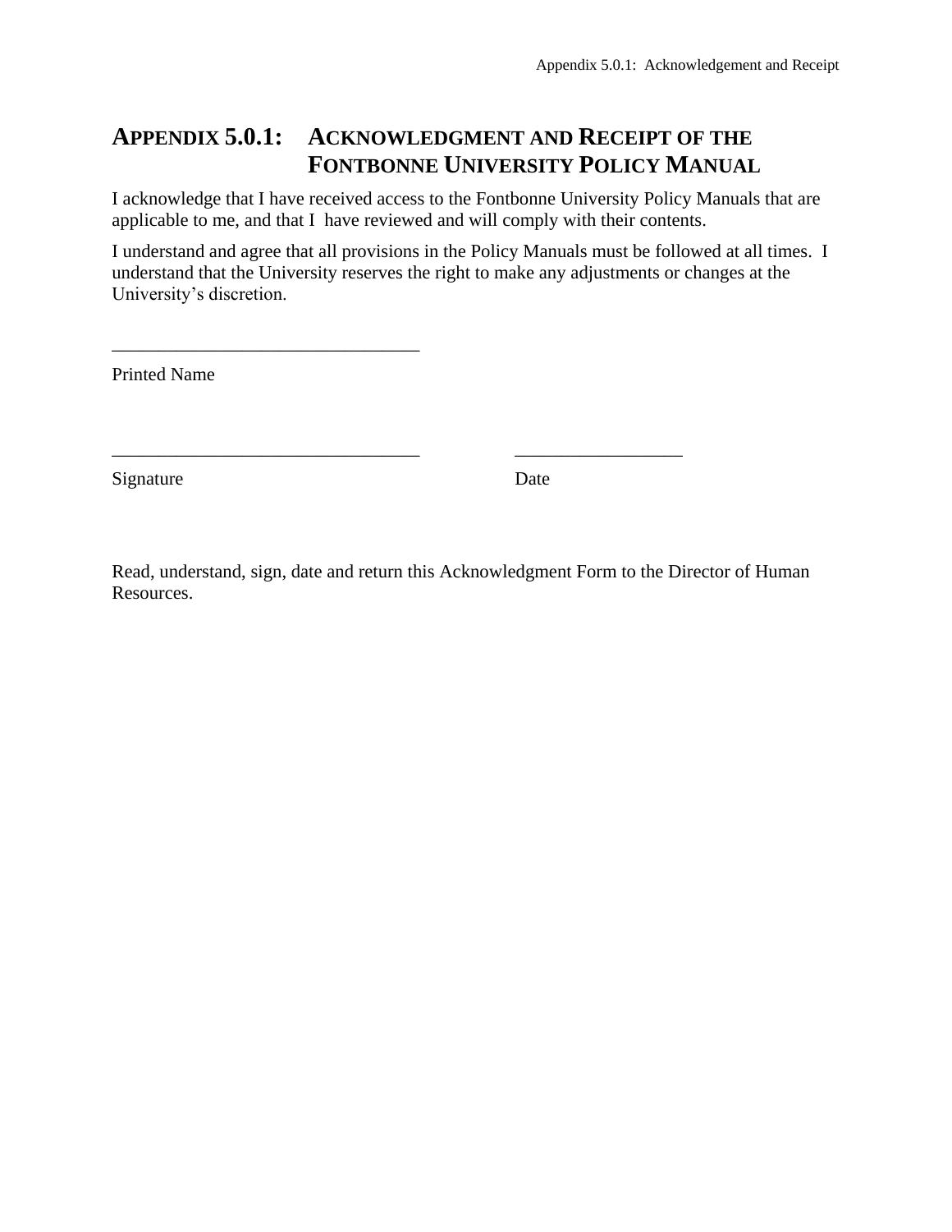# APPENDIX 5.0.1: ACKNOWLEDGMENT AND RECEIPT OF THE FONTBONNE UNIVERSITY POLICY MANUAL

I acknowledge that I have received access to the Fontbonne University Policy Manuals that are applicable to me, and that I have reviewed and will comply with their contents.

I understand and agree that all provisions in the Policy Manuals must be followed at all times. I understand that the University reserves the right to make any adjustments or changes at the University's discretion.

________________________________

Printed Name

________________________________          __________________

Signature                                                  Date

Read, understand, sign, date and return this Acknowledgment Form to the Director of Human Resources.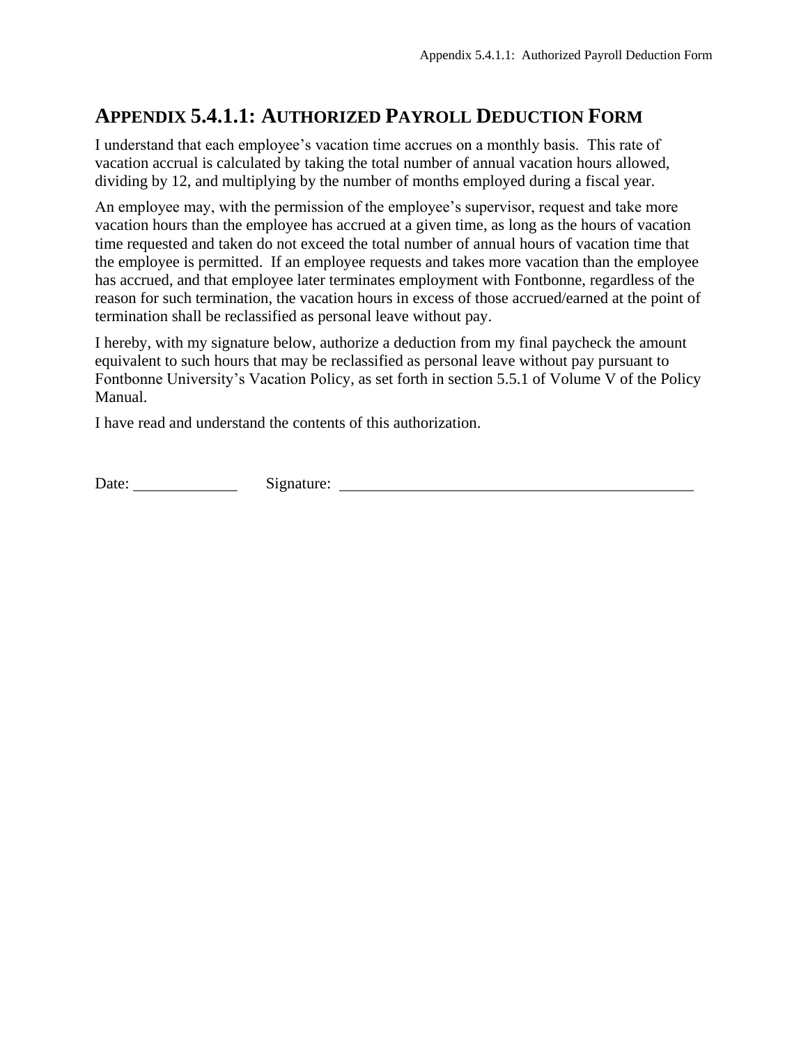# APPENDIX 5.4.1.1: AUTHORIZED PAYROLL DEDUCTION FORM

I understand that each employee's vacation time accrues on a monthly basis. This rate of vacation accrual is calculated by taking the total number of annual vacation hours allowed, dividing by 12, and multiplying by the number of months employed during a fiscal year.

An employee may, with the permission of the employee's supervisor, request and take more vacation hours than the employee has accrued at a given time, as long as the hours of vacation time requested and taken do not exceed the total number of annual hours of vacation time that the employee is permitted. If an employee requests and takes more vacation than the employee has accrued, and that employee later terminates employment with Fontbonne, regardless of the reason for such termination, the vacation hours in excess of those accrued/earned at the point of termination shall be reclassified as personal leave without pay.

I hereby, with my signature below, authorize a deduction from my final paycheck the amount equivalent to such hours that may be reclassified as personal leave without pay pursuant to Fontbonne University's Vacation Policy, as set forth in section 5.5.1 of Volume V of the Policy Manual.

I have read and understand the contents of this authorization.

Date: ____________ Signature: ______________________________________________